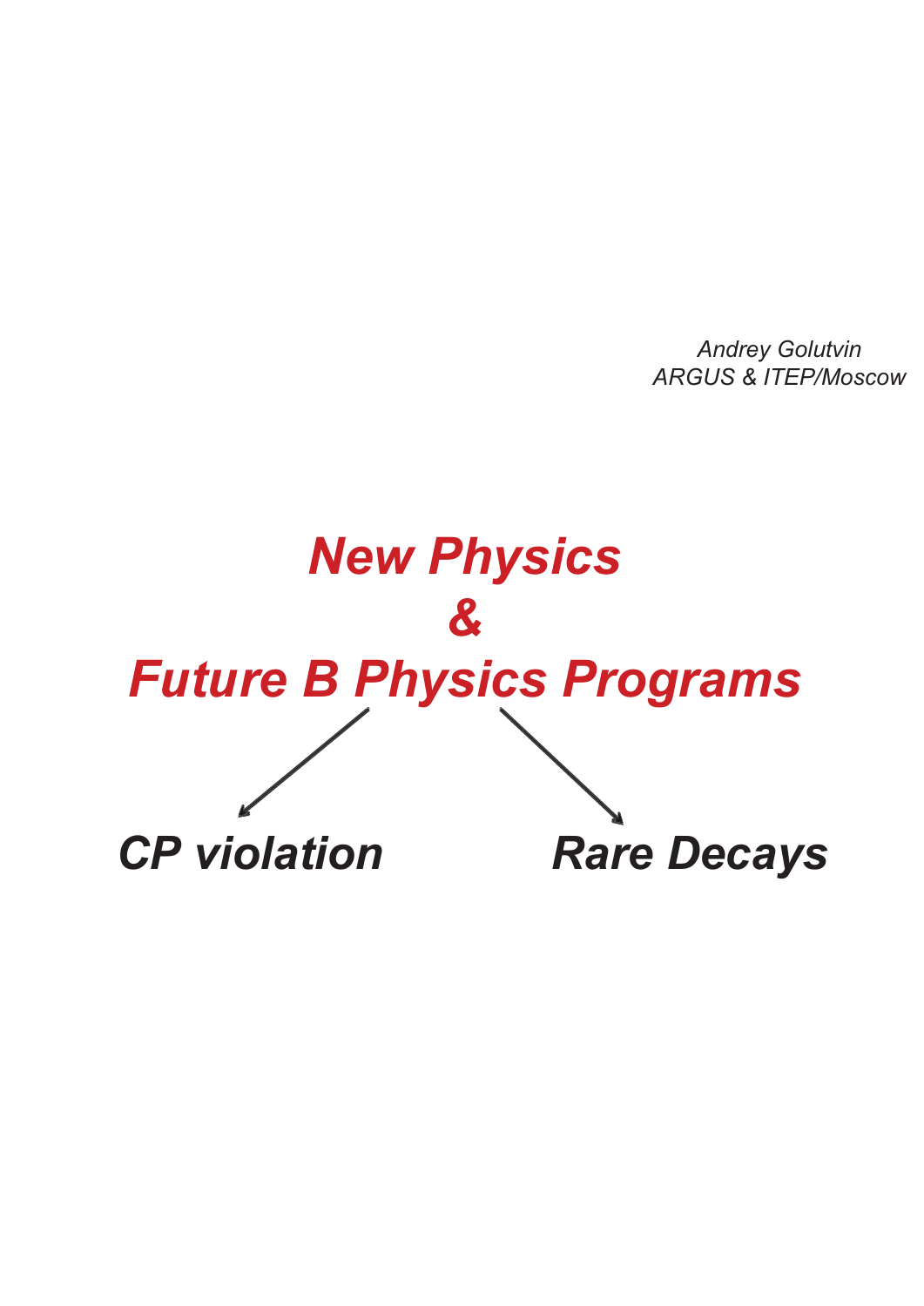*Andrey Golutvin*
*ARGUS & ITEP/Moscow*

# *New Physics*
# *&*
# *Future B Physics Programs*

***CP violation***

***Rare Decays***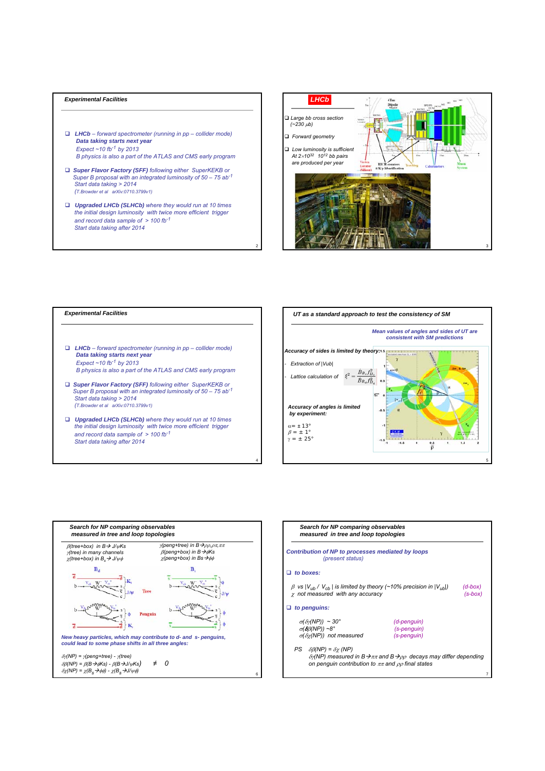## Experimental Facilities

- ***LHCb** – forward spectrometer (running in pp – collider mode)*
  ***Data taking starts next year***
  *Expect ~10 $fb^{-1}$ by 2013*
  *B physics is also a part of the ATLAS and CMS early program*
- ***Super Flavor Factory (SFF)** following either SuperKEKB or Super B proposal with an integrated luminosity of 50 – 75 $ab^{-1}$*
  *Start data taking > 2014*
  *(T.Browder et al arXiv:0710.3799v1)*
- ***Upgraded LHCb (SLHCb)** where they would run at 10 times the initial design luminosity with twice more efficient trigger and record data sample of > 100 $fb^{-1}$*
  *Start data taking after 2014*

## LHCb

- *Large bb cross section (~230 $\mu b$)*
- *Forward geometry*
- *Low luminosity is sufficient At $2\times10^{32}$ $10^{12}$ bb pairs are produced per year*

## Experimental Facilities

- ***LHCb** – forward spectrometer (running in pp – collider mode)*
  ***Data taking starts next year***
  *Expect ~10 $fb^{-1}$ by 2013*
  *B physics is also a part of the ATLAS and CMS early program*
- ***Super Flavor Factory (SFF)** following either SuperKEKB or Super B proposal with an integrated luminosity of 50 – 75 $ab^{-1}$*
  *Start data taking > 2014*
  *(T.Browder et al arXiv:0710.3799v1)*
- ***Upgraded LHCb (SLHCb)** where they would run at 10 times the initial design luminosity with twice more efficient trigger and record data sample of > 100 $fb^{-1}$*
  *Start data taking after 2014*

## UT as a standard approach to test the consistency of SM

*Mean values of angles and sides of UT are consistent with SM predictions*

***Accuracy of sides is limited by theory:***

- *Extraction of |Vub|*
- *Lattice calculation of* $\xi^2 = \frac{B_{B_s} f_{B_s}^2}{B_{B_d} f_{B_d}^2}$

***Accuracy of angles is limited by experiment:***

$\alpha = \pm 13°$
$\beta = \pm 1°$
$\gamma = \pm 25°$

## Search for NP comparing observables measured in tree and loop topologies

*$\beta$(tree+box) in $B \to J/\psi Ks$*
*$\gamma$(tree) in many channels*
*$\chi$(tree+box) in $B_s \to J/\psi\phi$*

*$\gamma$(peng+tree) in $B \to \rho\rho, \rho\pi, \pi\pi$*
*$\beta$(peng+box) in $B \to \phi Ks$*
*$\chi$(peng+box) in $Bs \to \phi\phi$*

***New heavy particles, which may contribute to d- and s- penguins, could lead to some phase shifts in all three angles:***

$\delta\gamma(NP) = \gamma(peng+tree) - \gamma(tree)$
$\delta\beta(NP) = \beta(B \to \phi Ks) - \beta(B \to J/\psi Ks)$ $\neq 0$
$\delta\chi(NP) = \chi(B_s \to \phi\phi) - \chi(B_s \to J/\psi\phi)$

## Search for NP comparing observables measured in tree and loop topologies

***Contribution of NP to processes mediated by loops*** *(present status)*

- ***to boxes:***

$\beta$ vs $|V_{ub} / V_{cb}|$ is limited by theory (~10% precision in $|V_{ub}|$) *(d-box)*
$\chi$ not measured with any accuracy *(s-box)*

- ***to penguins:***

$\sigma(\delta\gamma(NP))$ ~ 30° *(d-penguin)*
$\sigma(\delta\beta(NP))$ ~8° *(s-penguin)*
$\sigma(\delta\chi(NP))$ not measured *(s-penguin)*

*PS* $\delta\beta(NP) = \delta\chi(NP)$
$\delta\gamma(NP)$ measured in $B \to \pi\pi$ and $B \to \rho\rho$ decays may differ depending on penguin contribution to $\pi\pi$ and $\rho\rho$ final states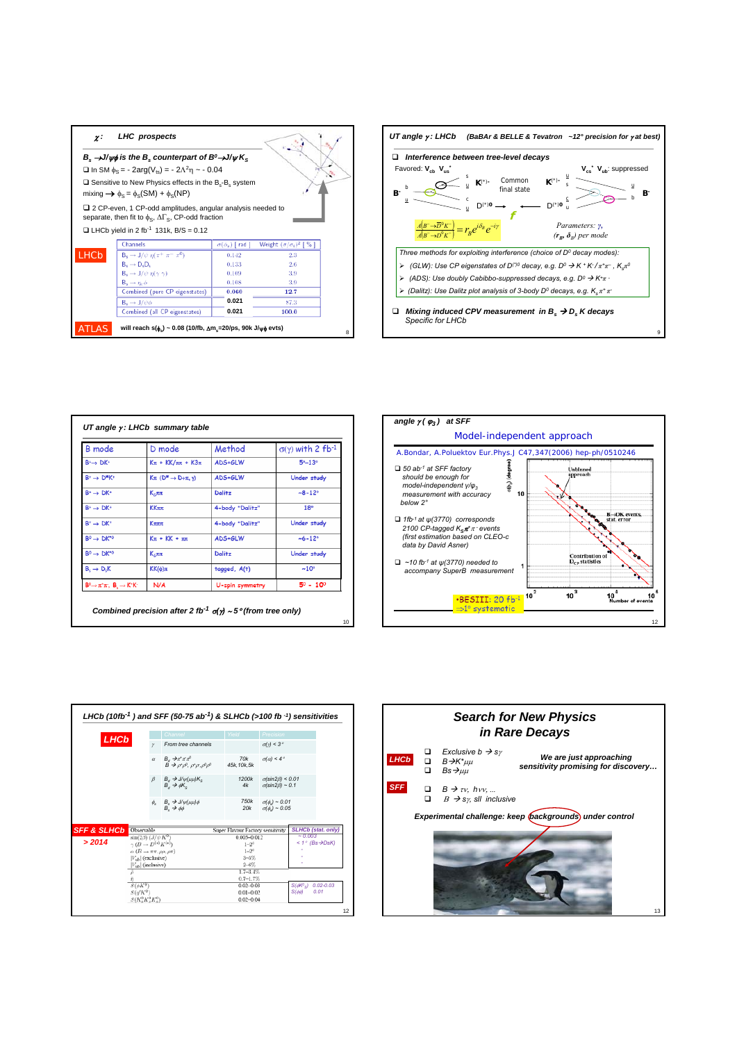## χ: LHC prospects

$B_s \rightarrow J/\psi\phi$ is the $B_s$ counterpart of $B^0 \rightarrow J/\psi K_S$

- In SM $\phi_S = -2\arg(V_{ts}) = -2\lambda^2\eta \sim -0.04$
- Sensitive to New Physics effects in the $B_s$-$\bar{B}_s$ system mixing $\rightarrow \phi_S = \phi_S(\text{SM}) + \phi_S(\text{NP})$
- 2 CP-even, 1 CP-odd amplitudes, angular analysis needed to separate, then fit to $\phi_S$, $\Delta\Gamma_S$, CP-odd fraction
- LHCb yield in 2 fb$^{-1}$ 131k, B/S = 0.12

**LHCb**

| Channels | $\sigma(\phi_s)$ [rad] | Weight $(\sigma/\sigma_i)^2$ [%] |
|---|---|---|
| $B_s \rightarrow J/\psi\,\eta(\pi^+\pi^-\pi^0)$ | 0.142 | 2.3 |
| $B_s \rightarrow D_s D_s$ | 0.133 | 2.6 |
| $B_s \rightarrow J/\psi\,\eta(\gamma\gamma)$ | 0.109 | 3.9 |
| $B_s \rightarrow \eta_c\phi$ | 0.108 | 3.9 |
| Combined (pure CP eigenstates) | 0.060 | 12.7 |
| $B_s \rightarrow J/\psi\phi$ | 0.021 | 87.3 |
| Combined (all CP eigenstates) | 0.021 | 100.0 |

**ATLAS** will reach $s(\phi_s) \sim 0.08$ (10/fb, $\Delta m_s$=20/ps, 90k $J/\psi\phi$ evts)

## UT angle γ: LHCb (BaBAr & BELLE & Tevatron ~12° precision for γ at best)

- **Interference between tree-level decays**

Favored: $V_{cb}\,V_{us}^*$ — $V_{cs}^*\,V_{ub}$: suppressed

Common final state

$$\frac{A(B^-\rightarrow\bar{D}^0K^-)}{A(B^-\rightarrow D^0K^-)} = r_B e^{i\delta_B} e^{-i\gamma}$$

Parameters: $\gamma$, $(r_B, \delta_B)$ per mode

*Three methods for exploiting interference (choice of $D^0$ decay modes):*

- (GLW): Use CP eigenstates of $D^{(*)0}$ decay, e.g. $D^0 \rightarrow K^+K^-/\pi^+\pi^-$, $K_s\pi^0$
- (ADS): Use doubly Cabibbo-suppressed decays, e.g. $D^0 \rightarrow K^+\pi^-$
- (Dalitz): Use Dalitz plot analysis of 3-body $D^0$ decays, e.g. $K_s\pi^+\pi^-$

- **Mixing induced CPV measurement in $B_s \rightarrow D_s K$ decays**
  Specific for LHCb

## UT angle γ: LHCb summary table

| B mode | D mode | Method | σ(γ) with 2 fb$^{-1}$ |
|---|---|---|---|
| $B^+ \rightarrow DK^+$ | $K\pi$ + $KK/\pi\pi$ + $K3\pi$ | ADS+GLW | 5°–13° |
| $B^+ \rightarrow D^*K^+$ | $K\pi$ ($D^* \rightarrow D\pi$, γ) | ADS+GLW | Under study |
| $B^+ \rightarrow DK^+$ | $K_S\pi\pi$ | Dalitz | ~8-12° |
| $B^+ \rightarrow DK^+$ | $KK\pi\pi$ | 4-body "Dalitz" | 18° |
| $B^+ \rightarrow DK^+$ | $K\pi\pi\pi$ | 4-body "Dalitz" | Under study |
| $B^0 \rightarrow DK^{*0}$ | $K\pi$ + $KK$ + $\pi\pi$ | ADS+GLW | ~6-12° |
| $B^0 \rightarrow DK^{*0}$ | $K_S\pi\pi$ | Dalitz | Under study |
| $B_s \rightarrow D_sK$ | $KK(\phi)\pi$ | tagged, A(t) | ~10° |
| $B^0 \rightarrow \pi^+\pi^-$, $B_s \rightarrow K^+K^-$ | N/A | U-spin symmetry | 5° - 10° |

*Combined precision after 2 fb$^{-1}$ σ(γ) ~5° (from tree only)*

## angle γ (φ$_3$) at SFF

Model-independent approach

A.Bondar, A.Poluektov Eur.Phys.J C47,347(2006) hep-ph/0510246

- 50 ab$^{-1}$ at SFF factory should be enough for model-independent γ/φ$_3$ measurement with accuracy below 2°
- 1fb$^{-1}$ at ψ(3770) corresponds 2100 CP-tagged $K_S\pi^+\pi^-$ events (first estimation based on CLEO-c data by David Asner)
- ~10 fb$^{-1}$ at ψ(3770) needed to accompany SuperB measurement

•BESIII: 20 fb$^{-1}$ ⇒1° systematic

## LHCb (10fb$^{-1}$) and SFF (50-75 ab$^{-1}$) & SLHCb (>100 fb$^{-1}$) sensitivities

**LHCb**

| | Channel | Yield | Precision |
|---|---|---|---|
| γ | From tree channels | | σ(γ) < 3° |
| α | $B_d \rightarrow \pi^+\pi^-\pi^0$; $B \rightarrow \rho^+\rho^0, \rho^+\rho^-, \rho^0\rho^0$ | 70k; 45k,10k,5k | σ(α) < 4° |
| β | $B_d \rightarrow J/\psi(\mu\mu)K_S$; $B_d \rightarrow \phi K_S$ | 1200k; 4k | σ(sin2β) < 0.01; σ(sin2β) ~ 0.1 |
| $\phi_s$ | $B_s \rightarrow J/\psi(\mu\mu)\phi$; $B_s \rightarrow \phi\phi$ | 750k; 20k | σ(φ$_s$) ~ 0.01; σ(φ$_s$) ~ 0.05 |

**SFF & SLHCb > 2014**

| Observable | Super Flavour Factory sensitivity | SLHCb (stat. only) |
|---|---|---|
| sin(2β) ($J/\psi K^0$) | 0.005–0.012 | ~ 0.003 |
| γ ($B \rightarrow D^{(*)}K^{(*)}$) | 1–2° | < 1° ($B_s \rightarrow D_sK$) |
| α ($B \rightarrow \pi\pi, \rho\rho, \rho\pi$) | 1–2° | - |
| $\lvert V_{ub}\rvert$ (exclusive) | 3–5% | - |
| $\lvert V_{ub}\rvert$ (inclusive) | 2–6% | - |
| $\bar{\rho}$ | 1.7–3.4% | |
| $\bar{\eta}$ | 0.7–1.7% | |
| $S(\phi K^0)$ | 0.02–0.03 | S(φK$^0_S$) 0.02-0.03 |
| $S(\eta' K^0)$ | 0.01–0.02 | S(φφ) 0.01 |
| $S(K^0_S K^0_S K^0_S)$ | 0.02–0.04 | |

## Search for New Physics in Rare Decays

**LHCb**

- Exclusive $b \rightarrow s\gamma$
- $B \rightarrow K^*\mu\mu$
- $B_s \rightarrow \mu\mu$

We are just approaching sensitivity promising for discovery…

**SFF**

- $B \rightarrow \tau\nu$, $h\nu\nu$, ...
- $B \rightarrow s\gamma$, sll inclusive

Experimental challenge: keep backgrounds under control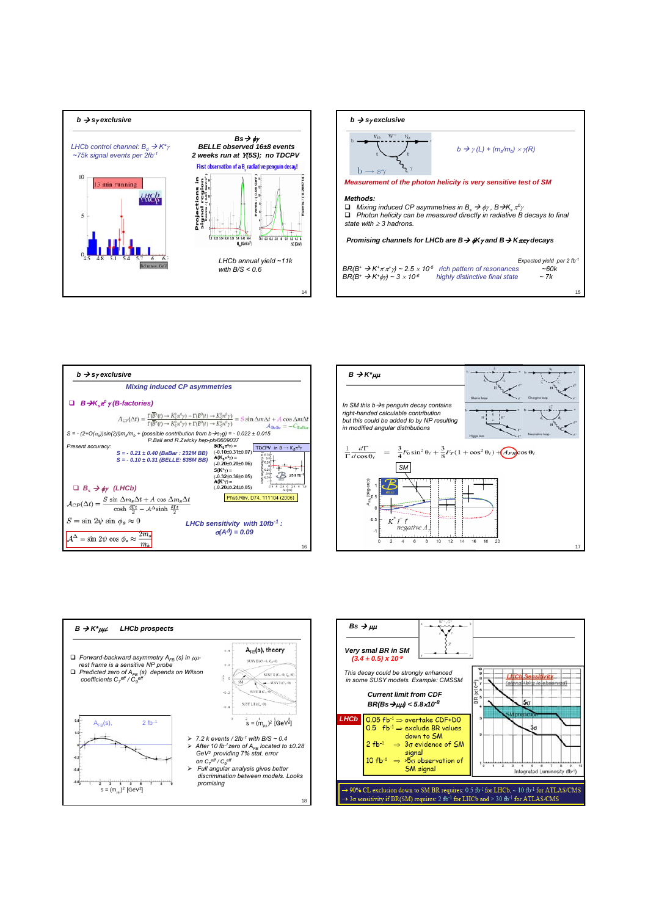## b → sγ exclusive

LHCb control channel: $B_d \to K^*\gamma$
~75k signal events per 2fb$^{-1}$

**Bs → φγ**
**BELLE observed 16±8 events**
**2 weeks run at ϒ(5S); no TDCPV**

First observation of a $B_s$ radiative penguin decay!

LHCb annual yield ~11k
with B/S < 0.6

## b → sγ exclusive

$b \to \gamma(L) + (m_s/m_b) \times \gamma(R)$

**Measurement of the photon helicity is very sensitive test of SM**

**Methods:**

- Mixing induced CP asymmetries in $B_s \to \phi\gamma$, $B \to K_s\pi^0\gamma$
- Photon helicity can be measured directly in radiative B decays to final state with ≥ 3 hadrons.

**Promising channels for LHCb are $B \to \phi K\gamma$ and $B \to K\pi\pi\gamma$ decays**

| | | Expected yield per 2 fb$^{-1}$ |
|---|---|---|
| $BR(B^+ \to K^+\pi^+\pi^-\gamma) \sim 2.5 \times 10^{-5}$ | rich pattern of resonances | ~60k |
| $BR(B^+ \to K^+\phi\gamma) \sim 3 \times 10^{-6}$ | highly distinctive final state | ~ 7k |

## b → sγ exclusive

**Mixing induced CP asymmetries**

- **$B \to K_s\pi^0\gamma$ (B-factories)**

$$A_{CP}(\Delta t) = \frac{\Gamma(\bar{B}^0(t) \to K_S^0\pi^0\gamma) - \Gamma(B^0(t) \to K_S^0\pi^0\gamma)}{\Gamma(\bar{B}^0(t) \to K_S^0\pi^0\gamma) + \Gamma(B^0(t) \to K_S^0\pi^0\gamma)} = S \sin \Delta m \Delta t + A \cos \Delta m \Delta t$$

$A_{Belle} = -C_{BaBar}$

$S = -(2+O(\alpha_s))\sin(2\beta)m_s/m_b$ + (possible contribution from $b \to s\gamma g$) = - 0.022 ± 0.015
P.Ball and R.Zwicky hep-ph/0609037

Present accuracy:

S = - 0.21 ± 0.40 (BaBar : 232M BB)
S = - 0.10 ± 0.31 (BELLE: 535M BB)

$S(K_s\pi^0\gamma)$ = (-0.10±0.31±0.07)
$A(K_s\pi^0\gamma)$ = (-0.20±0.20±0.06)
$S(K^*\gamma)$ = (-0.32±0.36±0.05)
$A(K^*\gamma)$ = (-0.20±0.24±0.05)

Phys.Rev. D74, 111104 (2006)

- **$B_s \to \phi\gamma$ (LHCb)**

$$A_{CP}(\Delta t) = \frac{S \sin \Delta m_s \Delta t + A \cos \Delta m_s \Delta t}{\cosh \frac{\delta\Gamma t}{2} - A^{\Delta} \sinh \frac{\delta\Gamma t}{2}}$$

$$S = \sin 2\psi \sin \phi_s \approx 0$$

$$A^{\Delta} = \sin 2\psi \cos \phi_s \approx \frac{2m_s}{m_b}$$

**LHCb sensitivity with 10fb$^{-1}$:**
**$\sigma(A^{\Delta}) = 0.09$**

## B → K*μμ

In SM this $b \to s$ penguin decay contains right-handed calculable contribution but this could be added to by NP resulting in modified angular distributions

$$\frac{1}{\Gamma}\frac{d\Gamma}{d\cos\theta_\ell} = \frac{3}{4}F_0 \sin^2\theta_\ell + \frac{3}{8}F_T(1+\cos^2\theta_\ell) + A_{FB}\cos\theta_\ell$$

SM

## B → K*μμ LHCb prospects

- Forward-backward asymmetry $A_{FB}(s)$ in $\mu\mu$-rest frame is a sensitive NP probe
- Predicted zero of $A_{FB}(s)$ depends on Wilson coefficients $C_7^{eff} / C_9^{eff}$

- 7.2 k events / 2fb$^{-1}$ with B/S ~ 0.4
- After 10 fb$^{-1}$ zero of $A_{FB}$ located to ±0.28 GeV$^2$ providing 7% stat. error on $C_7^{eff} / C_9^{eff}$
- Full angular analysis gives better discrimination between models. Looks promising

## Bs → μμ

**Very smal BR in SM**
**(3.4 ± 0.5) x 10$^{-9}$**

This decay could be strongly enhanced in some SUSY models. Example: CMSSM

**Current limit from CDF**
**$BR(B_s \to \mu\mu) < 5.8 \times 10^{-8}$**

**LHCb**

| | |
|---|---|
| 0.05 fb$^{-1}$ | ⇒ overtake CDF+D0 |
| 0.5 fb$^{-1}$ | ⇒ exclude BR values down to SM |
| 2 fb$^{-1}$ | ⇒ 3σ evidence of SM signal |
| 10 fb$^{-1}$ | ⇒ >5σ observation of SM signal |

→ 90% CL exclusion down to SM BR requires: 0.5 fb$^{-1}$ for LHCb, ~ 10 fb$^{-1}$ for ATLAS/CMS
→ 3σ sensitivity if BR(SM) requires: 2 fb$^{-1}$ for LHCb and > 30 fb$^{-1}$ for ATLAS/CMS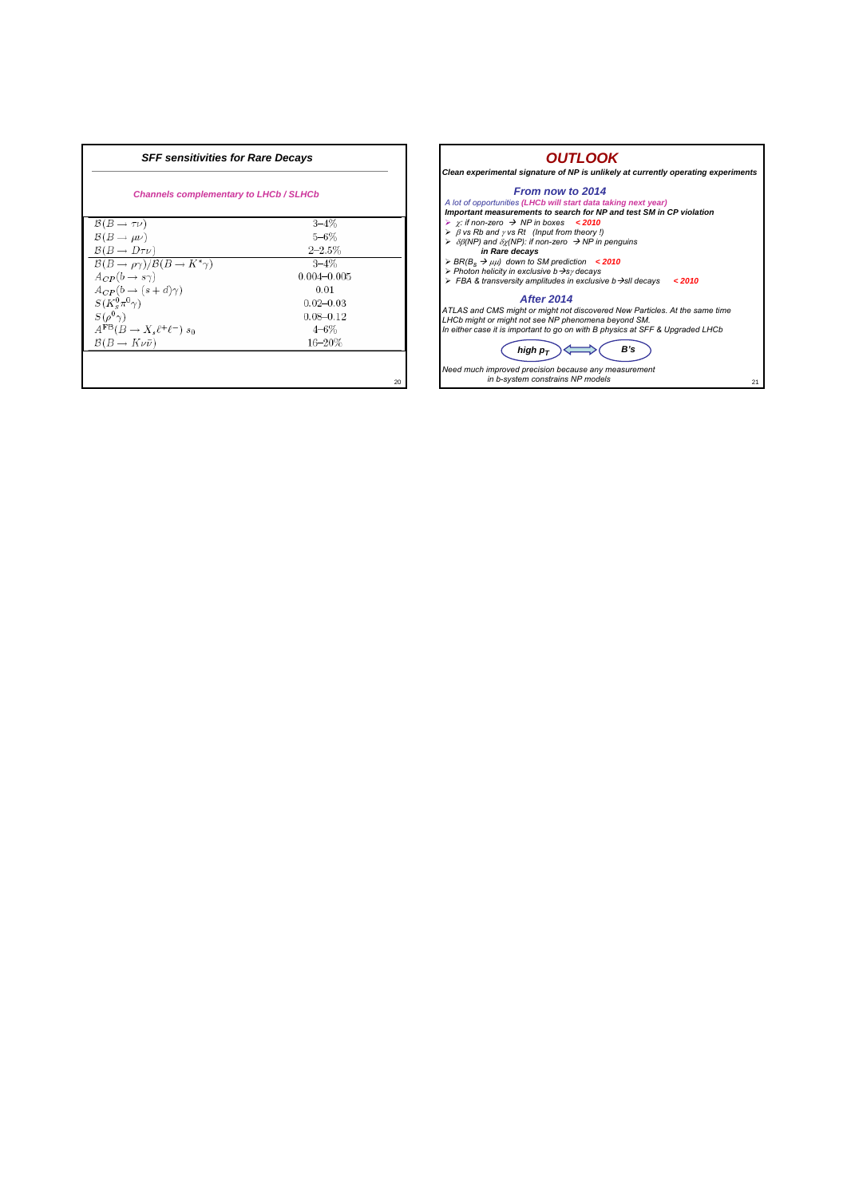## SFF sensitivities for Rare Decays

*Channels complementary to LHCb / SLHCb*

| | |
|---|---|
| $\mathcal{B}(B \to \tau\nu)$ | 3–4% |
| $\mathcal{B}(B \to \mu\nu)$ | 5–6% |
| $\mathcal{B}(B \to D\tau\nu)$ | 2–2.5% |
| $\mathcal{B}(B \to \rho\gamma)/\mathcal{B}(B \to K^*\gamma)$ | 3–4% |
| $A_{CP}(b \to s\gamma)$ | 0.004–0.005 |
| $A_{CP}(b \to (s+d)\gamma)$ | 0.01 |
| $S(K_s^0\pi^0\gamma)$ | 0.02–0.03 |
| $S(\rho^0\gamma)$ | 0.08–0.12 |
| $A^{\rm FB}(B \to X_s\ell^+\ell^-)\ s_0$ | 4–6% |
| $\mathcal{B}(B \to K\nu\bar{\nu})$ | 16–20% |

## OUTLOOK

***Clean experimental signature of NP is unlikely at currently operating experiments***

### From now to 2014

*A lot of opportunities* ***(LHCb will start data taking next year)***

***Important measurements to search for NP and test SM in CP violation***

- *$\chi$: if non-zero → NP in boxes* ***< 2010***
- *$\beta$ vs Rb and $\gamma$ vs Rt (Input from theory !)*
- *$\delta\beta$(NP) and $\delta\chi$(NP): if non-zero → NP in penguins*

***in Rare decays***

- *BR($B_s$ → $\mu\mu$) down to SM prediction* ***< 2010***
- *Photon helicity in exclusive $b \to s\gamma$ decays*
- *FBA & transversity amplitudes in exclusive $b \to sll$ decays* ***< 2010***

### After 2014

*ATLAS and CMS might or might not discovered New Particles. At the same time LHCb might or might not see NP phenomena beyond SM.*

*In either case it is important to go on with B physics at SFF & Upgraded LHCb*

***high $p_T$*** ⟺ ***B's***

*Need much improved precision because any measurement in b-system constrains NP models*